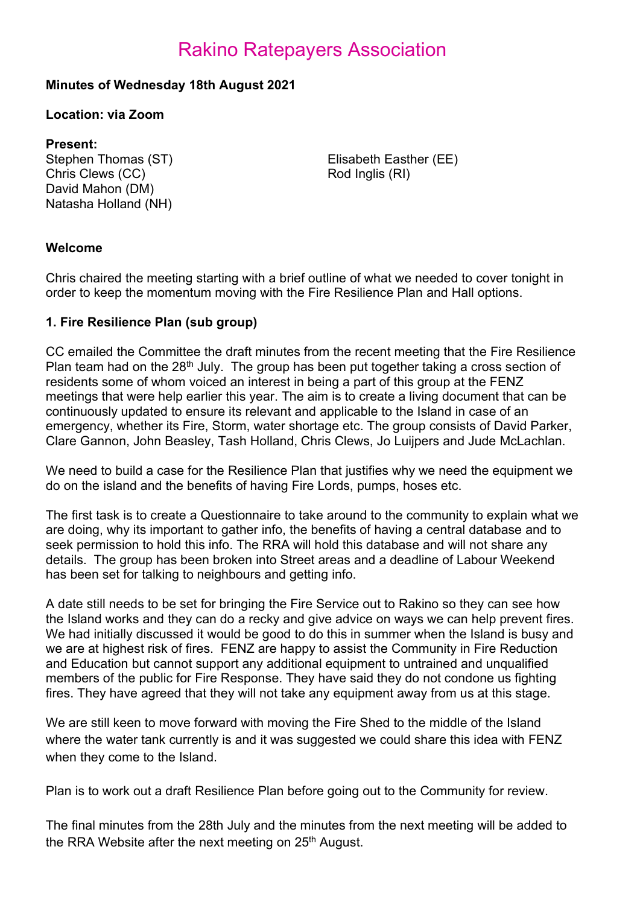# Rakino Ratepayers Association

**Minutes of Wednesday 18th August 2021**

**Location: via Zoom**

**Present:**

Stephen Thomas (ST)
Chris Clews (CC)
David Mahon (DM)
Natasha Holland (NH)
Elisabeth Easther (EE)
Rod Inglis (RI)

**Welcome**

Chris chaired the meeting starting with a brief outline of what we needed to cover tonight in order to keep the momentum moving with the Fire Resilience Plan and Hall options.

**1. Fire Resilience Plan (sub group)**

CC emailed the Committee the draft minutes from the recent meeting that the Fire Resilience Plan team had on the 28th July. The group has been put together taking a cross section of residents some of whom voiced an interest in being a part of this group at the FENZ meetings that were help earlier this year. The aim is to create a living document that can be continuously updated to ensure its relevant and applicable to the Island in case of an emergency, whether its Fire, Storm, water shortage etc. The group consists of David Parker, Clare Gannon, John Beasley, Tash Holland, Chris Clews, Jo Luijpers and Jude McLachlan.

We need to build a case for the Resilience Plan that justifies why we need the equipment we do on the island and the benefits of having Fire Lords, pumps, hoses etc.

The first task is to create a Questionnaire to take around to the community to explain what we are doing, why its important to gather info, the benefits of having a central database and to seek permission to hold this info. The RRA will hold this database and will not share any details. The group has been broken into Street areas and a deadline of Labour Weekend has been set for talking to neighbours and getting info.

A date still needs to be set for bringing the Fire Service out to Rakino so they can see how the Island works and they can do a recky and give advice on ways we can help prevent fires. We had initially discussed it would be good to do this in summer when the Island is busy and we are at highest risk of fires. FENZ are happy to assist the Community in Fire Reduction and Education but cannot support any additional equipment to untrained and unqualified members of the public for Fire Response. They have said they do not condone us fighting fires. They have agreed that they will not take any equipment away from us at this stage.

We are still keen to move forward with moving the Fire Shed to the middle of the Island where the water tank currently is and it was suggested we could share this idea with FENZ when they come to the Island.

Plan is to work out a draft Resilience Plan before going out to the Community for review.

The final minutes from the 28th July and the minutes from the next meeting will be added to the RRA Website after the next meeting on 25th August.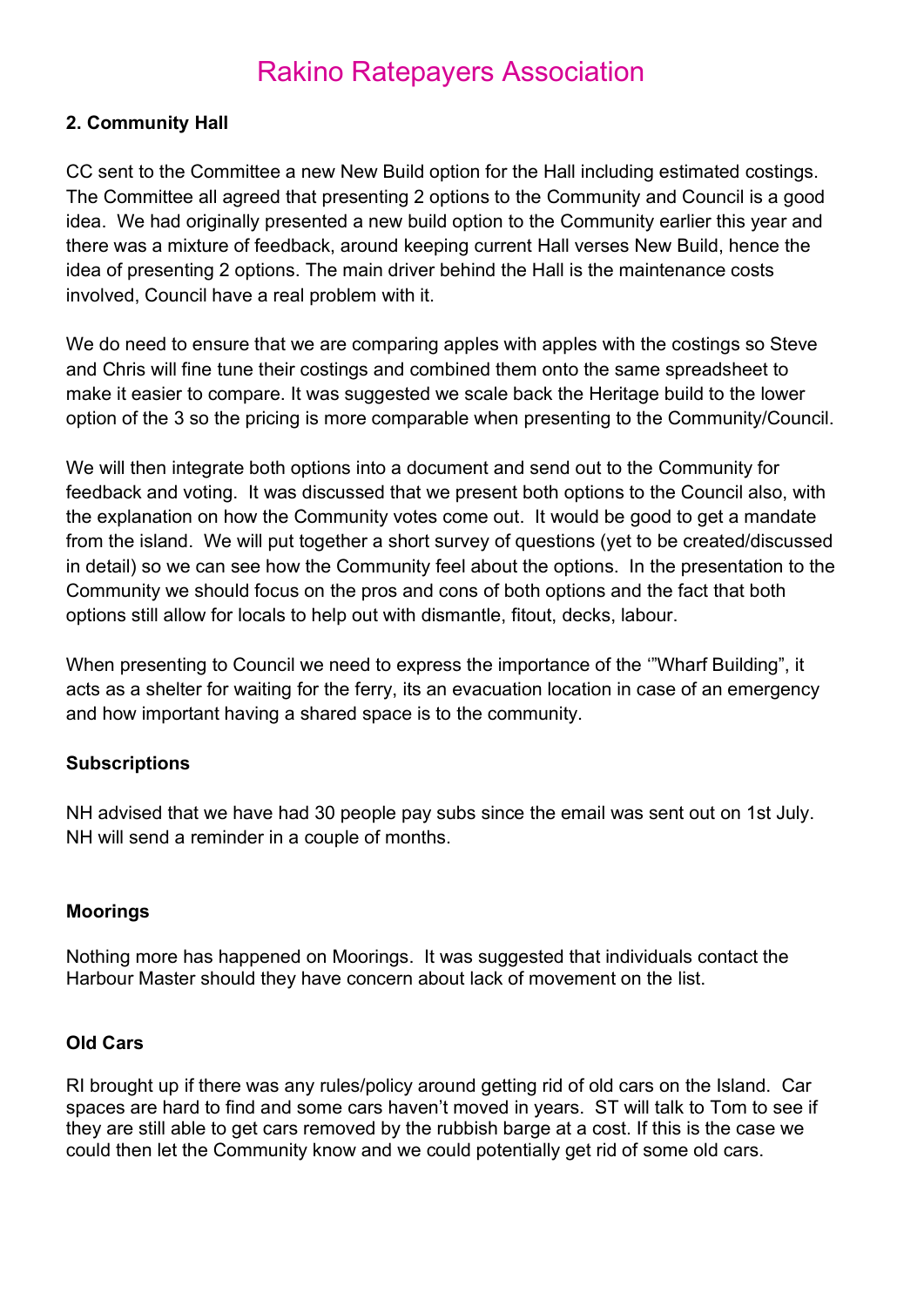# Rakino Ratepayers Association

**2. Community Hall**

CC sent to the Committee a new New Build option for the Hall including estimated costings. The Committee all agreed that presenting 2 options to the Community and Council is a good idea. We had originally presented a new build option to the Community earlier this year and there was a mixture of feedback, around keeping current Hall verses New Build, hence the idea of presenting 2 options. The main driver behind the Hall is the maintenance costs involved, Council have a real problem with it.

We do need to ensure that we are comparing apples with apples with the costings so Steve and Chris will fine tune their costings and combined them onto the same spreadsheet to make it easier to compare. It was suggested we scale back the Heritage build to the lower option of the 3 so the pricing is more comparable when presenting to the Community/Council.

We will then integrate both options into a document and send out to the Community for feedback and voting. It was discussed that we present both options to the Council also, with the explanation on how the Community votes come out. It would be good to get a mandate from the island. We will put together a short survey of questions (yet to be created/discussed in detail) so we can see how the Community feel about the options. In the presentation to the Community we should focus on the pros and cons of both options and the fact that both options still allow for locals to help out with dismantle, fitout, decks, labour.

When presenting to Council we need to express the importance of the '"Wharf Building", it acts as a shelter for waiting for the ferry, its an evacuation location in case of an emergency and how important having a shared space is to the community.

**Subscriptions**

NH advised that we have had 30 people pay subs since the email was sent out on 1st July. NH will send a reminder in a couple of months.

**Moorings**

Nothing more has happened on Moorings. It was suggested that individuals contact the Harbour Master should they have concern about lack of movement on the list.

**Old Cars**

RI brought up if there was any rules/policy around getting rid of old cars on the Island. Car spaces are hard to find and some cars haven't moved in years. ST will talk to Tom to see if they are still able to get cars removed by the rubbish barge at a cost. If this is the case we could then let the Community know and we could potentially get rid of some old cars.